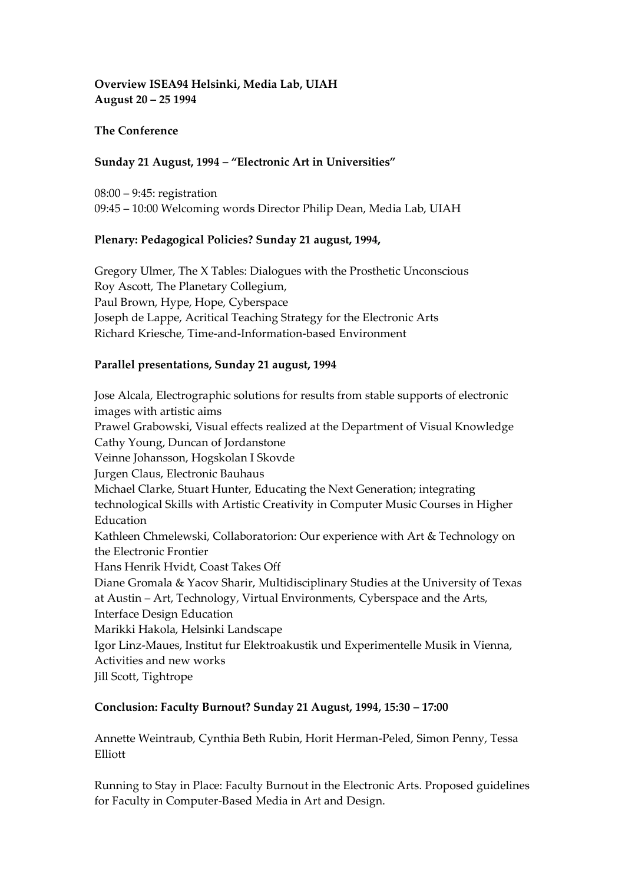**Overview ISEA94 Helsinki, Media Lab, UIAH**
**August 20 – 25 1994**

**The Conference**

**Sunday 21 August, 1994 – "Electronic Art in Universities"**

08:00 – 9:45: registration
09:45 – 10:00 Welcoming words Director Philip Dean, Media Lab, UIAH

**Plenary: Pedagogical Policies? Sunday 21 august, 1994,**

Gregory Ulmer, The X Tables: Dialogues with the Prosthetic Unconscious
Roy Ascott, The Planetary Collegium,
Paul Brown, Hype, Hope, Cyberspace
Joseph de Lappe, Acritical Teaching Strategy for the Electronic Arts
Richard Kriesche, Time-and-Information-based Environment

**Parallel presentations, Sunday 21 august, 1994**

Jose Alcala, Electrographic solutions for results from stable supports of electronic images with artistic aims
Prawel Grabowski, Visual effects realized at the Department of Visual Knowledge
Cathy Young, Duncan of Jordanstone
Veinne Johansson, Hogskolan I Skovde
Jurgen Claus, Electronic Bauhaus
Michael Clarke, Stuart Hunter, Educating the Next Generation; integrating technological Skills with Artistic Creativity in Computer Music Courses in Higher Education
Kathleen Chmelewski, Collaboratorion: Our experience with Art & Technology on the Electronic Frontier
Hans Henrik Hvidt, Coast Takes Off
Diane Gromala & Yacov Sharir, Multidisciplinary Studies at the University of Texas at Austin – Art, Technology, Virtual Environments, Cyberspace and the Arts, Interface Design Education
Marikki Hakola, Helsinki Landscape
Igor Linz-Maues, Institut fur Elektroakustik und Experimentelle Musik in Vienna, Activities and new works
Jill Scott, Tightrope

**Conclusion: Faculty Burnout? Sunday 21 August, 1994, 15:30 – 17:00**

Annette Weintraub, Cynthia Beth Rubin, Horit Herman-Peled, Simon Penny, Tessa Elliott

Running to Stay in Place: Faculty Burnout in the Electronic Arts. Proposed guidelines for Faculty in Computer-Based Media in Art and Design.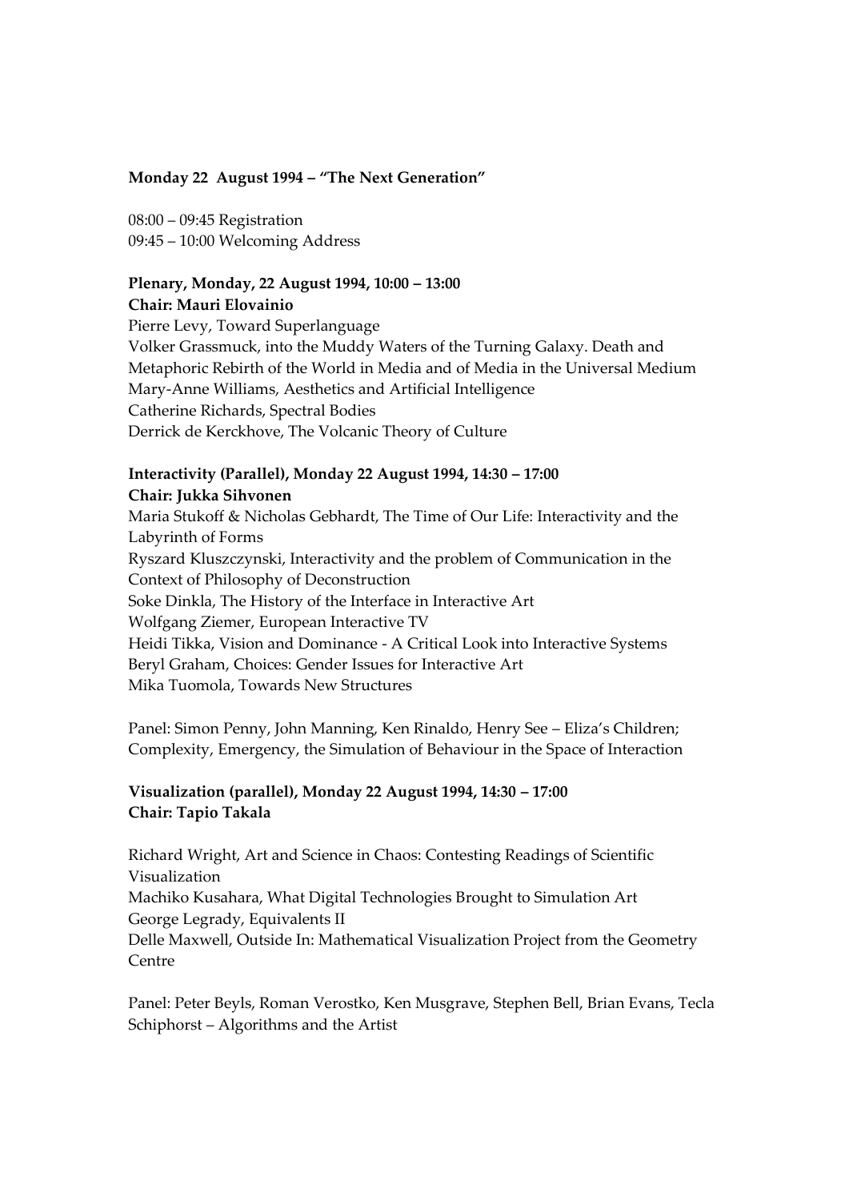**Monday 22 August 1994 – "The Next Generation"**

08:00 – 09:45 Registration
09:45 – 10:00 Welcoming Address

**Plenary, Monday, 22 August 1994, 10:00 – 13:00**
**Chair: Mauri Elovainio**

Pierre Levy, Toward Superlanguage
Volker Grassmuck, into the Muddy Waters of the Turning Galaxy. Death and Metaphoric Rebirth of the World in Media and of Media in the Universal Medium
Mary-Anne Williams, Aesthetics and Artificial Intelligence
Catherine Richards, Spectral Bodies
Derrick de Kerckhove, The Volcanic Theory of Culture

**Interactivity (Parallel), Monday 22 August 1994, 14:30 – 17:00**
**Chair: Jukka Sihvonen**

Maria Stukoff & Nicholas Gebhardt, The Time of Our Life: Interactivity and the Labyrinth of Forms
Ryszard Kluszczynski, Interactivity and the problem of Communication in the Context of Philosophy of Deconstruction
Soke Dinkla, The History of the Interface in Interactive Art
Wolfgang Ziemer, European Interactive TV
Heidi Tikka, Vision and Dominance - A Critical Look into Interactive Systems
Beryl Graham, Choices: Gender Issues for Interactive Art
Mika Tuomola, Towards New Structures

Panel: Simon Penny, John Manning, Ken Rinaldo, Henry See – Eliza's Children; Complexity, Emergency, the Simulation of Behaviour in the Space of Interaction

**Visualization (parallel), Monday 22 August 1994, 14:30 – 17:00**
**Chair: Tapio Takala**

Richard Wright, Art and Science in Chaos: Contesting Readings of Scientific Visualization
Machiko Kusahara, What Digital Technologies Brought to Simulation Art
George Legrady, Equivalents II
Delle Maxwell, Outside In: Mathematical Visualization Project from the Geometry Centre

Panel: Peter Beyls, Roman Verostko, Ken Musgrave, Stephen Bell, Brian Evans, Tecla Schiphorst – Algorithms and the Artist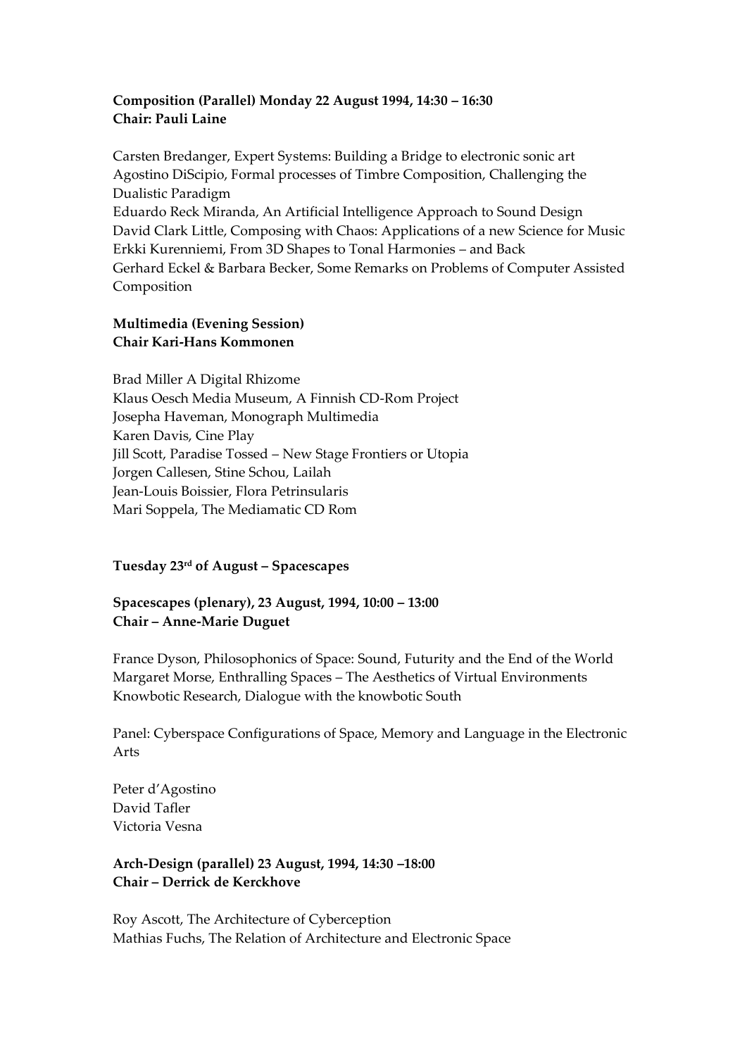**Composition (Parallel) Monday 22 August 1994, 14:30 – 16:30**
**Chair: Pauli Laine**

Carsten Bredanger, Expert Systems: Building a Bridge to electronic sonic art
Agostino DiScipio, Formal processes of Timbre Composition, Challenging the Dualistic Paradigm
Eduardo Reck Miranda, An Artificial Intelligence Approach to Sound Design
David Clark Little, Composing with Chaos: Applications of a new Science for Music
Erkki Kurenniemi, From 3D Shapes to Tonal Harmonies – and Back
Gerhard Eckel & Barbara Becker, Some Remarks on Problems of Computer Assisted Composition

**Multimedia (Evening Session)**
**Chair Kari-Hans Kommonen**

Brad Miller A Digital Rhizome
Klaus Oesch Media Museum, A Finnish CD-Rom Project
Josepha Haveman, Monograph Multimedia
Karen Davis, Cine Play
Jill Scott, Paradise Tossed – New Stage Frontiers or Utopia
Jorgen Callesen, Stine Schou, Lailah
Jean-Louis Boissier, Flora Petrinsularis
Mari Soppela, The Mediamatic CD Rom

**Tuesday 23rd of August – Spacescapes**

**Spacescapes (plenary), 23 August, 1994, 10:00 – 13:00**
**Chair – Anne-Marie Duguet**

France Dyson, Philosophonics of Space: Sound, Futurity and the End of the World
Margaret Morse, Enthralling Spaces – The Aesthetics of Virtual Environments
Knowbotic Research, Dialogue with the knowbotic South

Panel: Cyberspace Configurations of Space, Memory and Language in the Electronic Arts

Peter d'Agostino
David Tafler
Victoria Vesna

**Arch-Design (parallel) 23 August, 1994, 14:30 –18:00**
**Chair – Derrick de Kerckhove**

Roy Ascott, The Architecture of Cyberception
Mathias Fuchs, The Relation of Architecture and Electronic Space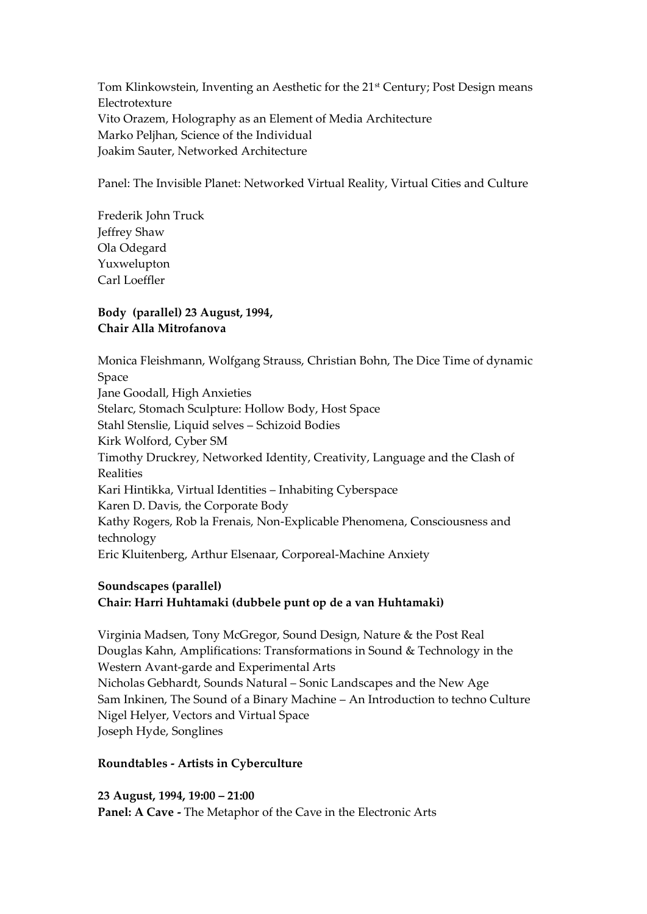Tom Klinkowstein, Inventing an Aesthetic for the 21st Century; Post Design means Electrotexture
Vito Orazem, Holography as an Element of Media Architecture
Marko Peljhan, Science of the Individual
Joakim Sauter, Networked Architecture

Panel: The Invisible Planet: Networked Virtual Reality, Virtual Cities and Culture

Frederik John Truck
Jeffrey Shaw
Ola Odegard
Yuxwelupton
Carl Loeffler

**Body (parallel) 23 August, 1994,**
**Chair Alla Mitrofanova**

Monica Fleishmann, Wolfgang Strauss, Christian Bohn, The Dice Time of dynamic Space
Jane Goodall, High Anxieties
Stelarc, Stomach Sculpture: Hollow Body, Host Space
Stahl Stenslie, Liquid selves – Schizoid Bodies
Kirk Wolford, Cyber SM
Timothy Druckrey, Networked Identity, Creativity, Language and the Clash of Realities
Kari Hintikka, Virtual Identities – Inhabiting Cyberspace
Karen D. Davis, the Corporate Body
Kathy Rogers, Rob la Frenais, Non-Explicable Phenomena, Consciousness and technology
Eric Kluitenberg, Arthur Elsenaar, Corporeal-Machine Anxiety

**Soundscapes (parallel)**
**Chair: Harri Huhtamaki (dubbele punt op de a van Huhtamaki)**

Virginia Madsen, Tony McGregor, Sound Design, Nature & the Post Real
Douglas Kahn, Amplifications: Transformations in Sound & Technology in the Western Avant-garde and Experimental Arts
Nicholas Gebhardt, Sounds Natural – Sonic Landscapes and the New Age
Sam Inkinen, The Sound of a Binary Machine – An Introduction to techno Culture
Nigel Helyer, Vectors and Virtual Space
Joseph Hyde, Songlines

**Roundtables - Artists in Cyberculture**

**23 August, 1994, 19:00 – 21:00**
**Panel: A Cave -** The Metaphor of the Cave in the Electronic Arts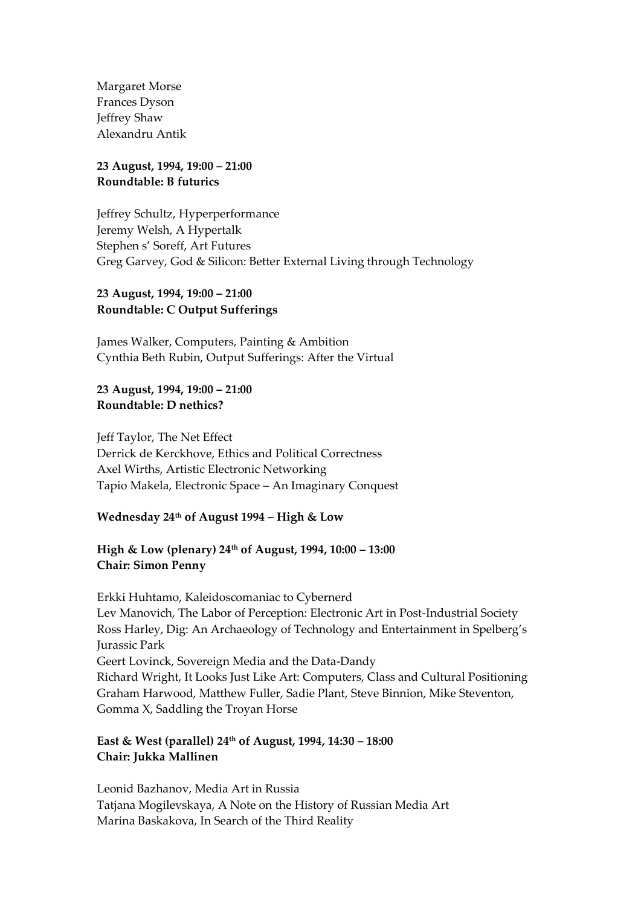Margaret Morse
Frances Dyson
Jeffrey Shaw
Alexandru Antik

**23 August, 1994, 19:00 – 21:00**
**Roundtable: B futurics**

Jeffrey Schultz, Hyperperformance
Jeremy Welsh, A Hypertalk
Stephen s' Soreff, Art Futures
Greg Garvey, God & Silicon: Better External Living through Technology

**23 August, 1994, 19:00 – 21:00**
**Roundtable: C Output Sufferings**

James Walker, Computers, Painting & Ambition
Cynthia Beth Rubin, Output Sufferings: After the Virtual

**23 August, 1994, 19:00 – 21:00**
**Roundtable: D nethics?**

Jeff Taylor, The Net Effect
Derrick de Kerckhove, Ethics and Political Correctness
Axel Wirths, Artistic Electronic Networking
Tapio Makela, Electronic Space – An Imaginary Conquest

**Wednesday 24th of August 1994 – High & Low**

**High & Low (plenary) 24th of August, 1994, 10:00 – 13:00**
**Chair: Simon Penny**

Erkki Huhtamo, Kaleidoscomaniac to Cybernerd
Lev Manovich, The Labor of Perception: Electronic Art in Post-Industrial Society
Ross Harley, Dig: An Archaeology of Technology and Entertainment in Spelberg's Jurassic Park
Geert Lovinck, Sovereign Media and the Data-Dandy
Richard Wright, It Looks Just Like Art: Computers, Class and Cultural Positioning
Graham Harwood, Matthew Fuller, Sadie Plant, Steve Binnion, Mike Steventon, Gomma X, Saddling the Troyan Horse

**East & West (parallel) 24th of August, 1994, 14:30 – 18:00**
**Chair: Jukka Mallinen**

Leonid Bazhanov, Media Art in Russia
Tatjana Mogilevskaya, A Note on the History of Russian Media Art
Marina Baskakova, In Search of the Third Reality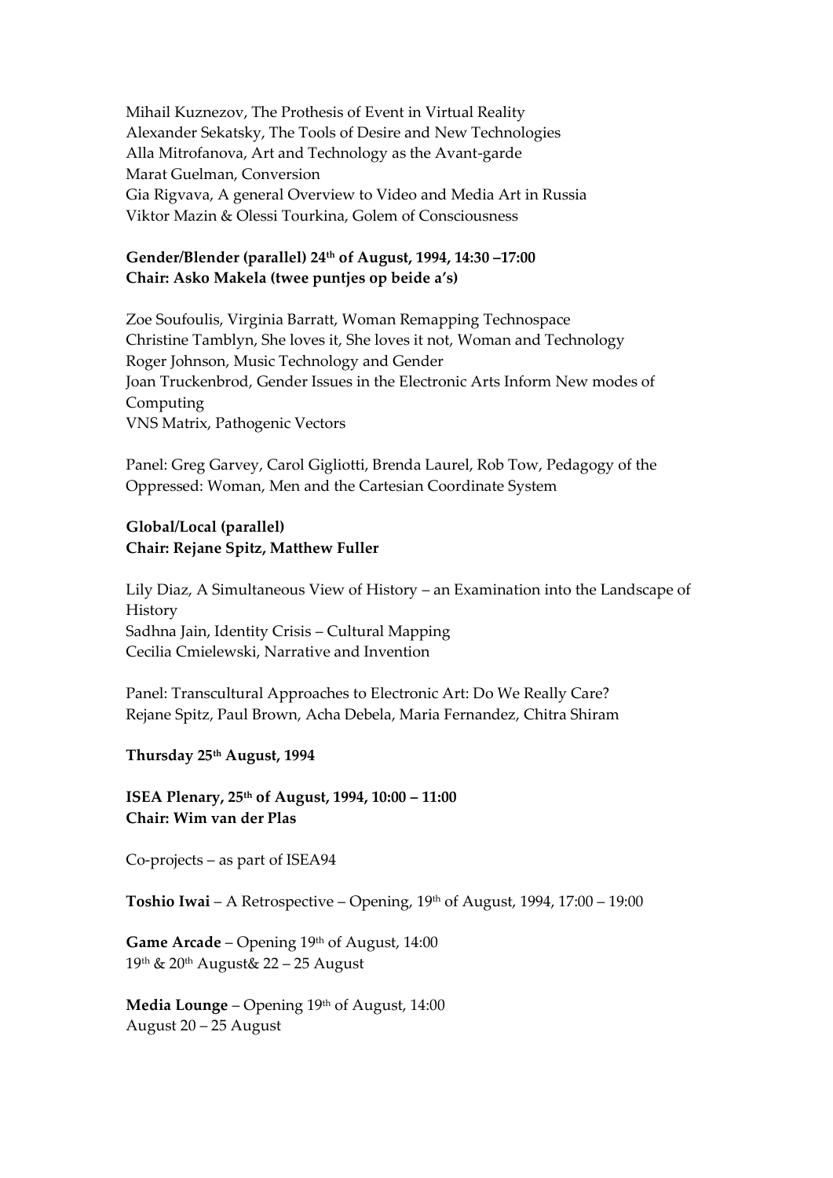Mihail Kuznezov, The Prothesis of Event in Virtual Reality
Alexander Sekatsky, The Tools of Desire and New Technologies
Alla Mitrofanova, Art and Technology as the Avant-garde
Marat Guelman, Conversion
Gia Rigvava, A general Overview to Video and Media Art in Russia
Viktor Mazin & Olessi Tourkina, Golem of Consciousness

**Gender/Blender (parallel) 24th of August, 1994, 14:30 –17:00**
**Chair: Asko Makela (twee puntjes op beide a's)**

Zoe Soufoulis, Virginia Barratt, Woman Remapping Technospace
Christine Tamblyn, She loves it, She loves it not, Woman and Technology
Roger Johnson, Music Technology and Gender
Joan Truckenbrod, Gender Issues in the Electronic Arts Inform New modes of Computing
VNS Matrix, Pathogenic Vectors

Panel: Greg Garvey, Carol Gigliotti, Brenda Laurel, Rob Tow, Pedagogy of the Oppressed: Woman, Men and the Cartesian Coordinate System

**Global/Local (parallel)**
**Chair: Rejane Spitz, Matthew Fuller**

Lily Diaz, A Simultaneous View of History – an Examination into the Landscape of History
Sadhna Jain, Identity Crisis – Cultural Mapping
Cecilia Cmielewski, Narrative and Invention

Panel: Transcultural Approaches to Electronic Art: Do We Really Care?
Rejane Spitz, Paul Brown, Acha Debela, Maria Fernandez, Chitra Shiram

**Thursday 25th August, 1994**

**ISEA Plenary, 25th of August, 1994, 10:00 – 11:00**
**Chair: Wim van der Plas**

Co-projects – as part of ISEA94

**Toshio Iwai** – A Retrospective – Opening, 19th of August, 1994, 17:00 – 19:00

**Game Arcade** – Opening 19th of August, 14:00
19th & 20th August& 22 – 25 August

**Media Lounge** – Opening 19th of August, 14:00
August 20 – 25 August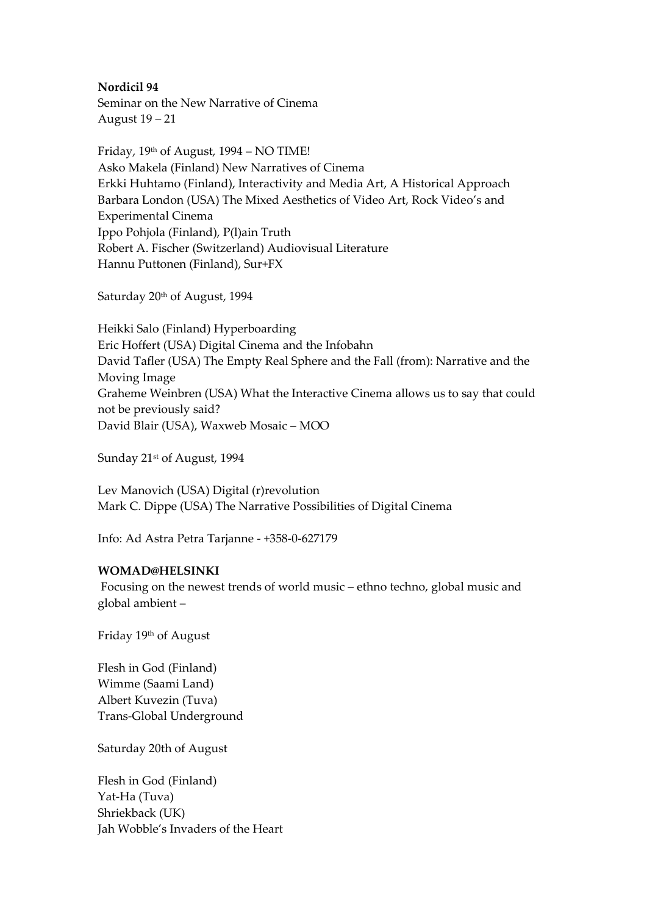**Nordicil 94**
Seminar on the New Narrative of Cinema
August 19 – 21

Friday, 19th of August, 1994 – NO TIME!
Asko Makela (Finland) New Narratives of Cinema
Erkki Huhtamo (Finland), Interactivity and Media Art, A Historical Approach
Barbara London (USA) The Mixed Aesthetics of Video Art, Rock Video's and Experimental Cinema
Ippo Pohjola (Finland), P(l)ain Truth
Robert A. Fischer (Switzerland) Audiovisual Literature
Hannu Puttonen (Finland), Sur+FX

Saturday 20th of August, 1994

Heikki Salo (Finland) Hyperboarding
Eric Hoffert (USA) Digital Cinema and the Infobahn
David Tafler (USA) The Empty Real Sphere and the Fall (from): Narrative and the Moving Image
Graheme Weinbren (USA) What the Interactive Cinema allows us to say that could not be previously said?
David Blair (USA), Waxweb Mosaic – MOO

Sunday 21st of August, 1994

Lev Manovich (USA) Digital (r)revolution
Mark C. Dippe (USA) The Narrative Possibilities of Digital Cinema

Info: Ad Astra Petra Tarjanne - +358-0-627179

**WOMAD@HELSINKI**
Focusing on the newest trends of world music – ethno techno, global music and global ambient –

Friday 19th of August

Flesh in God (Finland)
Wimme (Saami Land)
Albert Kuvezin (Tuva)
Trans-Global Underground

Saturday 20th of August

Flesh in God (Finland)
Yat-Ha (Tuva)
Shriekback (UK)
Jah Wobble's Invaders of the Heart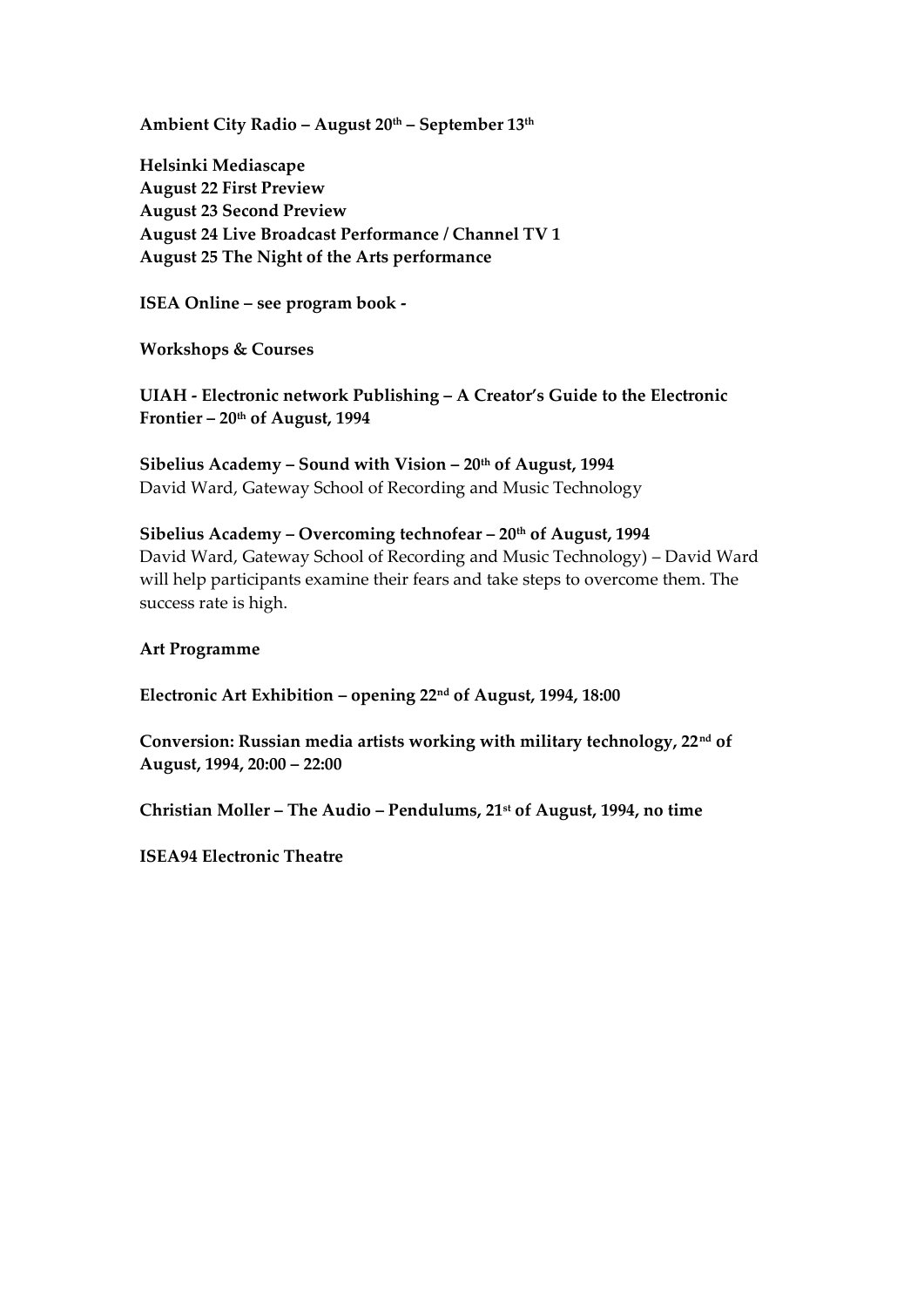**Ambient City Radio – August 20th – September 13th**

**Helsinki Mediascape**
**August 22 First Preview**
**August 23 Second Preview**
**August 24 Live Broadcast Performance / Channel TV 1**
**August 25 The Night of the Arts performance**

**ISEA Online – see program book -**

**Workshops & Courses**

**UIAH - Electronic network Publishing – A Creator's Guide to the Electronic Frontier – 20th of August, 1994**

**Sibelius Academy – Sound with Vision – 20th of August, 1994**
David Ward, Gateway School of Recording and Music Technology

**Sibelius Academy – Overcoming technofear – 20th of August, 1994**
David Ward, Gateway School of Recording and Music Technology) – David Ward will help participants examine their fears and take steps to overcome them. The success rate is high.

**Art Programme**

**Electronic Art Exhibition – opening 22nd of August, 1994, 18:00**

**Conversion: Russian media artists working with military technology, 22nd of August, 1994, 20:00 – 22:00**

**Christian Moller – The Audio – Pendulums, 21st of August, 1994, no time**

**ISEA94 Electronic Theatre**